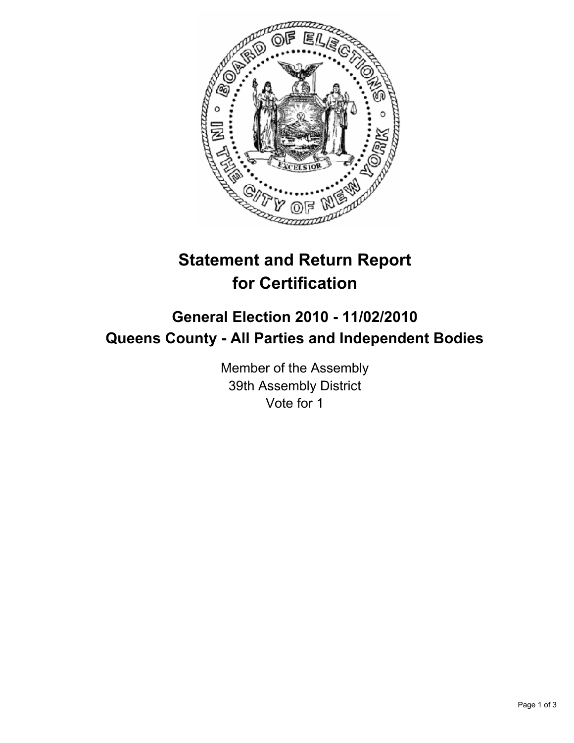# Statement and Return Report for Certification

## General Election 2010 - 11/02/2010
## Queens County - All Parties and Independent Bodies

Member of the Assembly
39th Assembly District
Vote for 1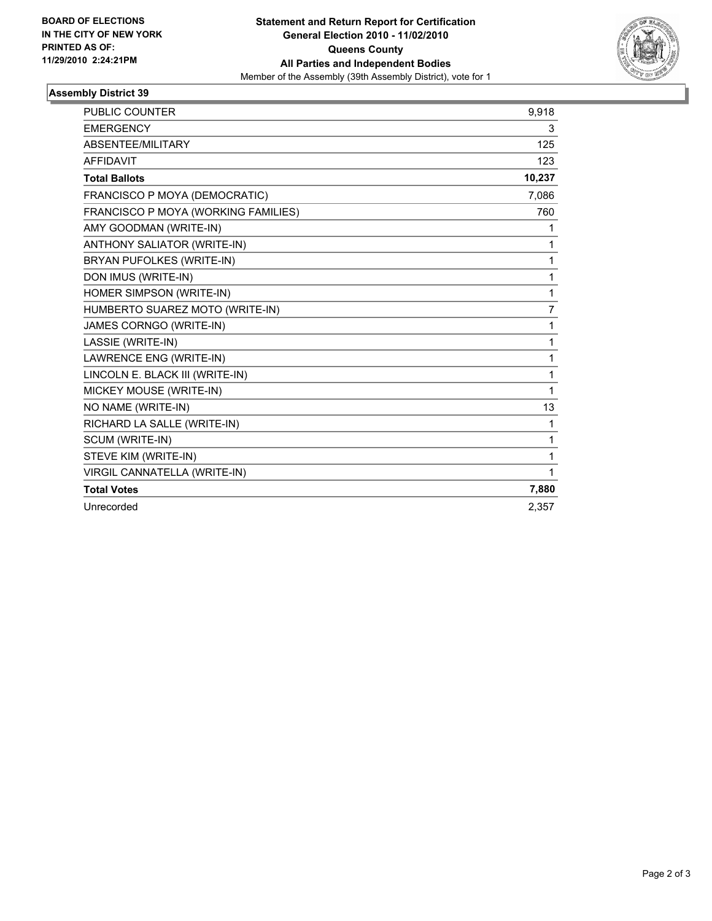**BOARD OF ELECTIONS IN THE CITY OF NEW YORK PRINTED AS OF: 11/29/2010 2:24:21PM**

**Statement and Return Report for Certification**
**General Election 2010 - 11/02/2010**
**Queens County**
**All Parties and Independent Bodies**
Member of the Assembly (39th Assembly District), vote for 1

### Assembly District 39

| | |
|---|---|
| PUBLIC COUNTER | 9,918 |
| EMERGENCY | 3 |
| ABSENTEE/MILITARY | 125 |
| AFFIDAVIT | 123 |
| **Total Ballots** | **10,237** |
| FRANCISCO P MOYA (DEMOCRATIC) | 7,086 |
| FRANCISCO P MOYA (WORKING FAMILIES) | 760 |
| AMY GOODMAN (WRITE-IN) | 1 |
| ANTHONY SALIATOR (WRITE-IN) | 1 |
| BRYAN PUFOLKES (WRITE-IN) | 1 |
| DON IMUS (WRITE-IN) | 1 |
| HOMER SIMPSON (WRITE-IN) | 1 |
| HUMBERTO SUAREZ MOTO (WRITE-IN) | 7 |
| JAMES CORNGO (WRITE-IN) | 1 |
| LASSIE (WRITE-IN) | 1 |
| LAWRENCE ENG (WRITE-IN) | 1 |
| LINCOLN E. BLACK III (WRITE-IN) | 1 |
| MICKEY MOUSE (WRITE-IN) | 1 |
| NO NAME (WRITE-IN) | 13 |
| RICHARD LA SALLE (WRITE-IN) | 1 |
| SCUM (WRITE-IN) | 1 |
| STEVE KIM (WRITE-IN) | 1 |
| VIRGIL CANNATELLA (WRITE-IN) | 1 |
| **Total Votes** | **7,880** |
| Unrecorded | 2,357 |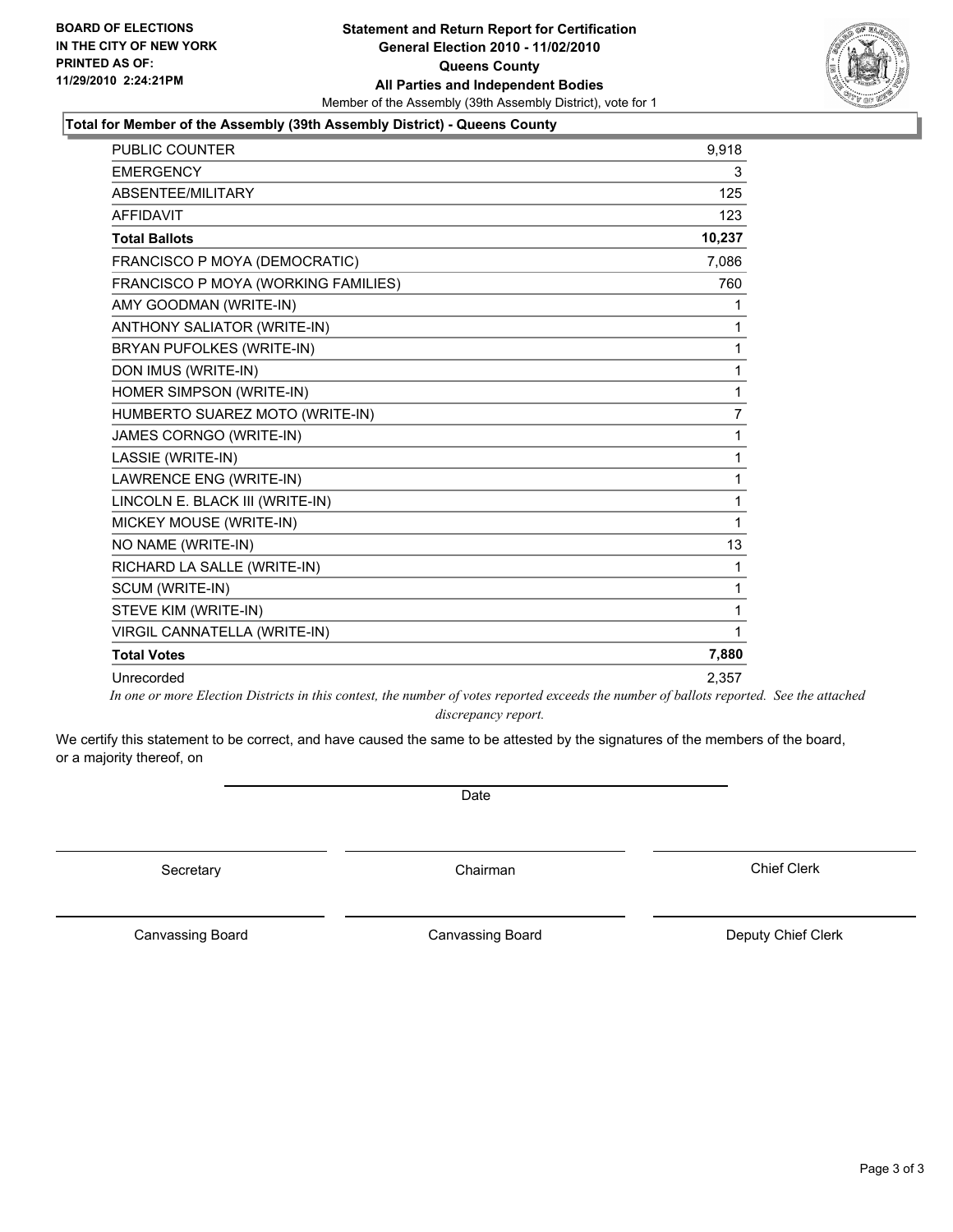**BOARD OF ELECTIONS IN THE CITY OF NEW YORK PRINTED AS OF: 11/29/2010 2:24:21PM**

**Statement and Return Report for Certification**
**General Election 2010 - 11/02/2010**
**Queens County**
**All Parties and Independent Bodies**
Member of the Assembly (39th Assembly District), vote for 1

**Total for Member of the Assembly (39th Assembly District) - Queens County**

| | |
|---|---|
| PUBLIC COUNTER | 9,918 |
| EMERGENCY | 3 |
| ABSENTEE/MILITARY | 125 |
| AFFIDAVIT | 123 |
| **Total Ballots** | **10,237** |
| FRANCISCO P MOYA (DEMOCRATIC) | 7,086 |
| FRANCISCO P MOYA (WORKING FAMILIES) | 760 |
| AMY GOODMAN (WRITE-IN) | 1 |
| ANTHONY SALIATOR (WRITE-IN) | 1 |
| BRYAN PUFOLKES (WRITE-IN) | 1 |
| DON IMUS (WRITE-IN) | 1 |
| HOMER SIMPSON (WRITE-IN) | 1 |
| HUMBERTO SUAREZ MOTO (WRITE-IN) | 7 |
| JAMES CORNGO (WRITE-IN) | 1 |
| LASSIE (WRITE-IN) | 1 |
| LAWRENCE ENG (WRITE-IN) | 1 |
| LINCOLN E. BLACK III (WRITE-IN) | 1 |
| MICKEY MOUSE (WRITE-IN) | 1 |
| NO NAME (WRITE-IN) | 13 |
| RICHARD LA SALLE (WRITE-IN) | 1 |
| SCUM (WRITE-IN) | 1 |
| STEVE KIM (WRITE-IN) | 1 |
| VIRGIL CANNATELLA (WRITE-IN) | 1 |
| **Total Votes** | **7,880** |
| Unrecorded | 2,357 |

*In one or more Election Districts in this contest, the number of votes reported exceeds the number of ballots reported. See the attached discrepancy report.*

We certify this statement to be correct, and have caused the same to be attested by the signatures of the members of the board, or a majority thereof, on

Date

Secretary | Chairman | Chief Clerk

Canvassing Board | Canvassing Board | Deputy Chief Clerk